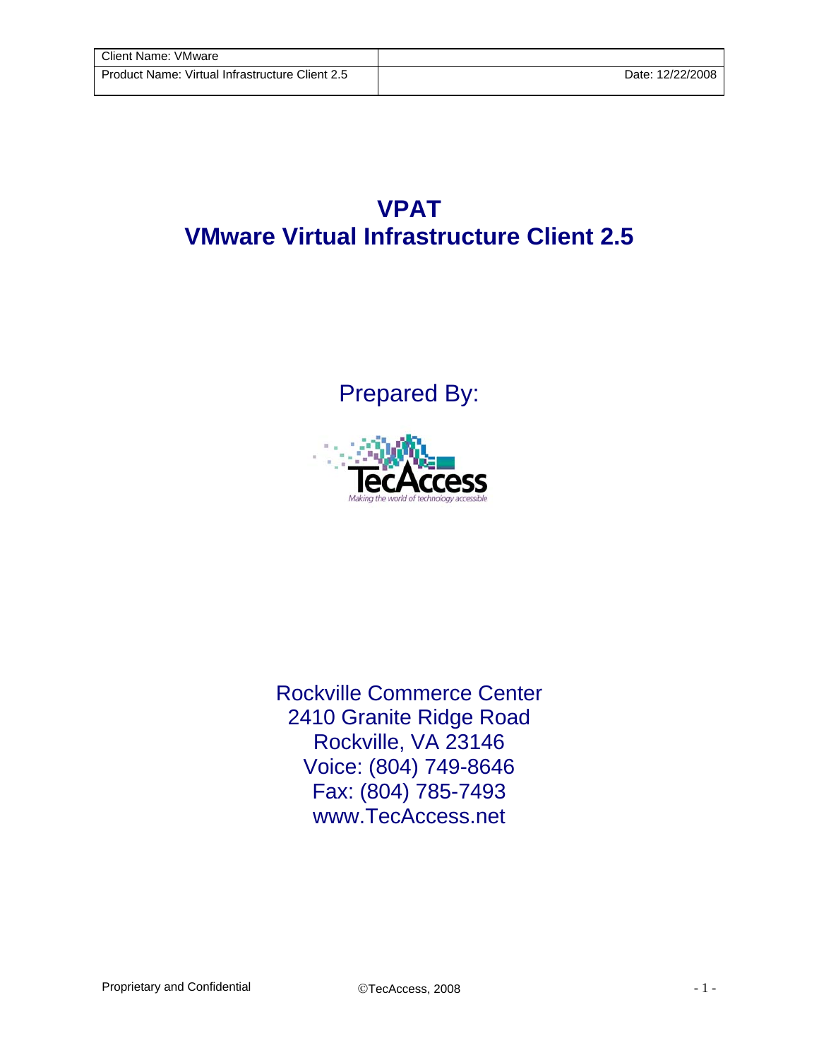| Client Name: VMware | |
| --- | --- |
| Product Name: Virtual Infrastructure Client 2.5 | Date: 12/22/2008 |

# VPAT
# VMware Virtual Infrastructure Client 2.5

Prepared By:

TecAccess

*Making the world of technology accessible*

Rockville Commerce Center
2410 Granite Ridge Road
Rockville, VA 23146
Voice: (804) 749-8646
Fax: (804) 785-7493
www.TecAccess.net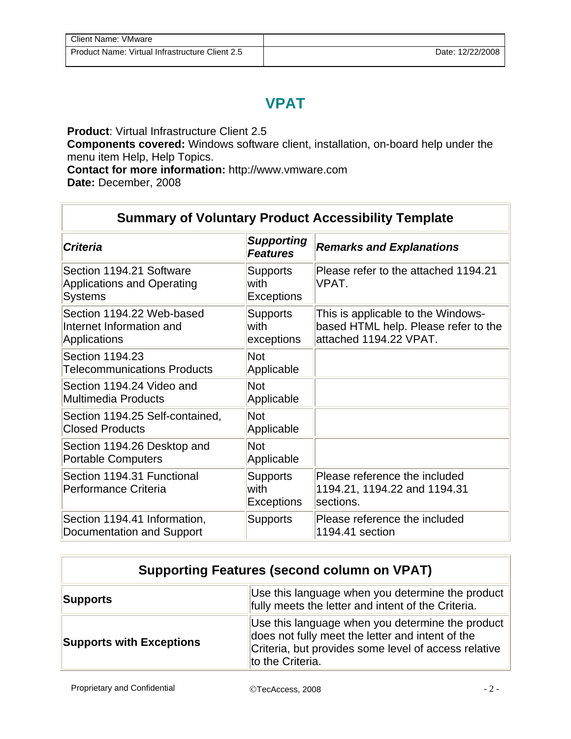# VPAT

**Product**: Virtual Infrastructure Client 2.5
**Components covered:** Windows software client, installation, on-board help under the menu item Help, Help Topics.
**Contact for more information:** http://www.vmware.com
**Date:** December, 2008

| Summary of Voluntary Product Accessibility Template | | |
|---|---|---|
| ***Criteria*** | ***Supporting Features*** | ***Remarks and Explanations*** |
| Section 1194.21 Software Applications and Operating Systems | Supports with Exceptions | Please refer to the attached 1194.21 VPAT. |
| Section 1194.22 Web-based Internet Information and Applications | Supports with exceptions | This is applicable to the Windows-based HTML help. Please refer to the attached 1194.22 VPAT. |
| Section 1194.23 Telecommunications Products | Not Applicable | |
| Section 1194.24 Video and Multimedia Products | Not Applicable | |
| Section 1194.25 Self-contained, Closed Products | Not Applicable | |
| Section 1194.26 Desktop and Portable Computers | Not Applicable | |
| Section 1194.31 Functional Performance Criteria | Supports with Exceptions | Please reference the included 1194.21, 1194.22 and 1194.31 sections. |
| Section 1194.41 Information, Documentation and Support | Supports | Please reference the included 1194.41 section |

| Supporting Features (second column on VPAT) | |
|---|---|
| **Supports** | Use this language when you determine the product fully meets the letter and intent of the Criteria. |
| **Supports with Exceptions** | Use this language when you determine the product does not fully meet the letter and intent of the Criteria, but provides some level of access relative to the Criteria. |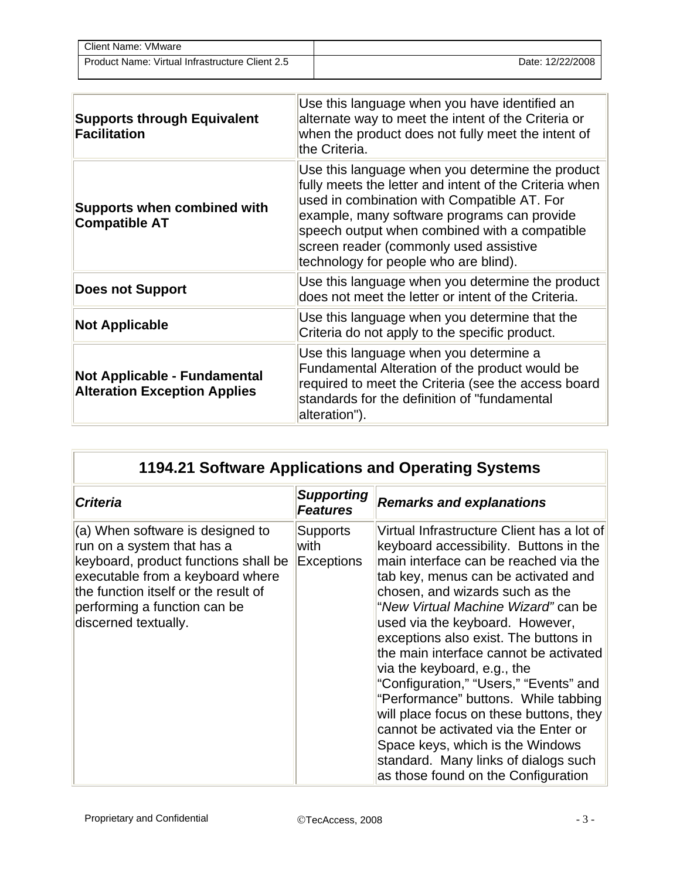| | |
|---|---|
| **Supports through Equivalent Facilitation** | Use this language when you have identified an alternate way to meet the intent of the Criteria or when the product does not fully meet the intent of the Criteria. |
| **Supports when combined with Compatible AT** | Use this language when you determine the product fully meets the letter and intent of the Criteria when used in combination with Compatible AT. For example, many software programs can provide speech output when combined with a compatible screen reader (commonly used assistive technology for people who are blind). |
| **Does not Support** | Use this language when you determine the product does not meet the letter or intent of the Criteria. |
| **Not Applicable** | Use this language when you determine that the Criteria do not apply to the specific product. |
| **Not Applicable - Fundamental Alteration Exception Applies** | Use this language when you determine a Fundamental Alteration of the product would be required to meet the Criteria (see the access board standards for the definition of "fundamental alteration"). |

| **1194.21 Software Applications and Operating Systems** | | |
|---|---|---|
| ***Criteria*** | ***Supporting Features*** | ***Remarks and explanations*** |
| (a) When software is designed to run on a system that has a keyboard, product functions shall be executable from a keyboard where the function itself or the result of performing a function can be discerned textually. | Supports with Exceptions | Virtual Infrastructure Client has a lot of keyboard accessibility. Buttons in the main interface can be reached via the tab key, menus can be activated and chosen, and wizards such as the "*New Virtual Machine Wizard"* can be used via the keyboard. However, exceptions also exist. The buttons in the main interface cannot be activated via the keyboard, e.g., the "Configuration," "Users," "Events" and "Performance" buttons. While tabbing will place focus on these buttons, they cannot be activated via the Enter or Space keys, which is the Windows standard. Many links of dialogs such as those found on the Configuration |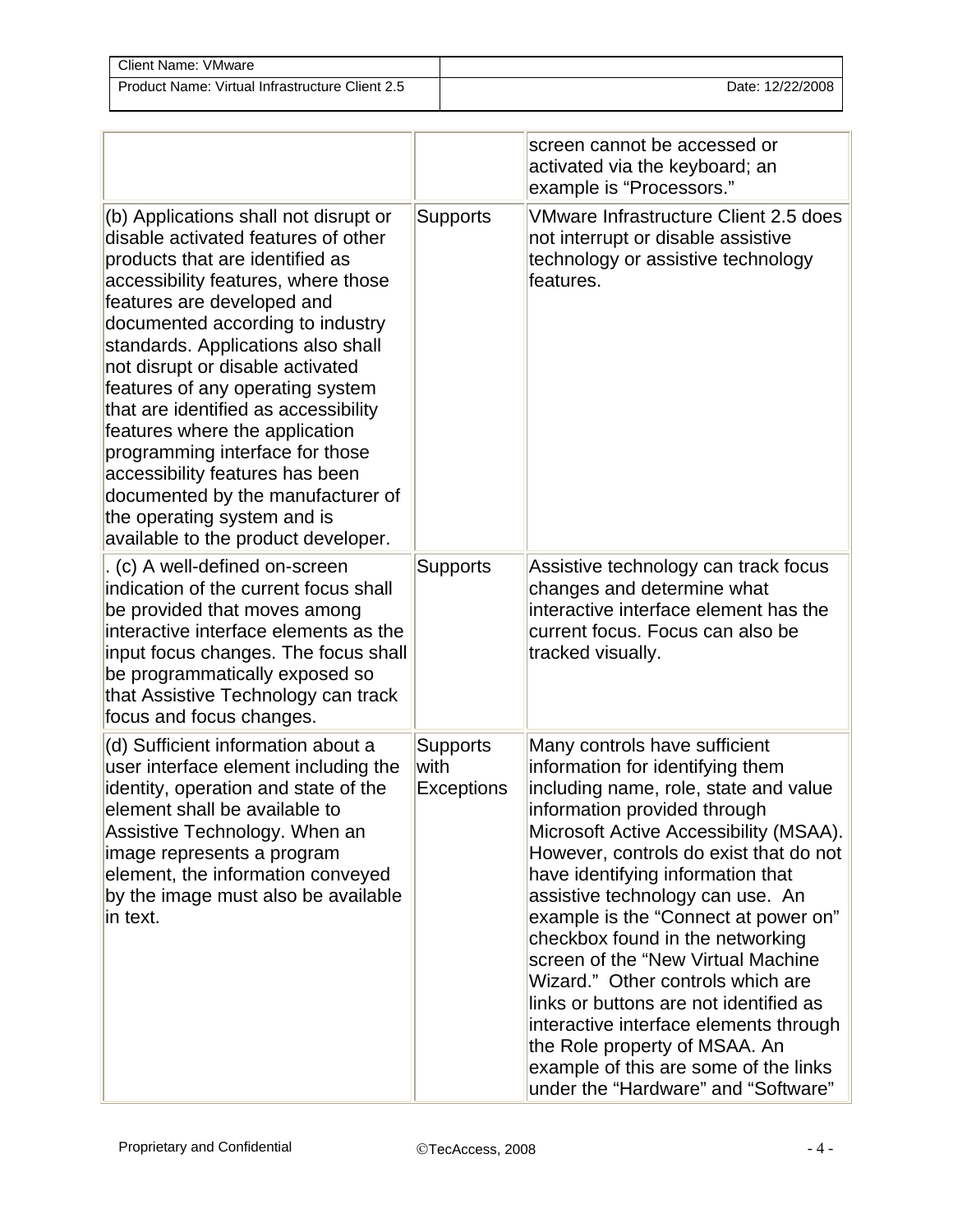| | | |
|---|---|---|
| | | screen cannot be accessed or activated via the keyboard; an example is “Processors.” |
| (b) Applications shall not disrupt or disable activated features of other products that are identified as accessibility features, where those features are developed and documented according to industry standards. Applications also shall not disrupt or disable activated features of any operating system that are identified as accessibility features where the application programming interface for those accessibility features has been documented by the manufacturer of the operating system and is available to the product developer. | Supports | VMware Infrastructure Client 2.5 does not interrupt or disable assistive technology or assistive technology features. |
| . (c) A well-defined on-screen indication of the current focus shall be provided that moves among interactive interface elements as the input focus changes. The focus shall be programmatically exposed so that Assistive Technology can track focus and focus changes. | Supports | Assistive technology can track focus changes and determine what interactive interface element has the current focus. Focus can also be tracked visually. |
| (d) Sufficient information about a user interface element including the identity, operation and state of the element shall be available to Assistive Technology. When an image represents a program element, the information conveyed by the image must also be available in text. | Supports with Exceptions | Many controls have sufficient information for identifying them including name, role, state and value information provided through Microsoft Active Accessibility (MSAA). However, controls do exist that do not have identifying information that assistive technology can use. An example is the “Connect at power on” checkbox found in the networking screen of the “New Virtual Machine Wizard.” Other controls which are links or buttons are not identified as interactive interface elements through the Role property of MSAA. An example of this are some of the links under the “Hardware” and “Software” |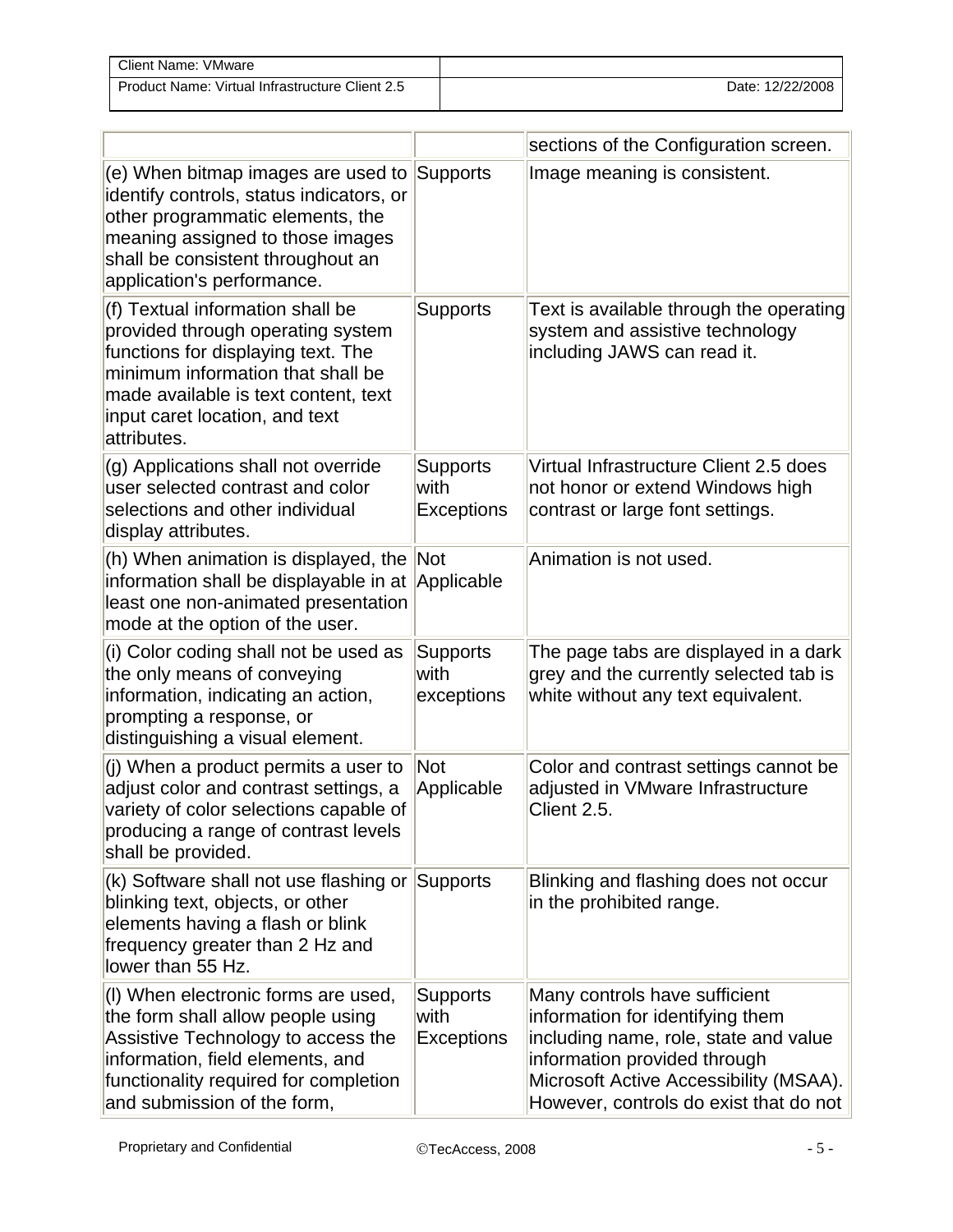| | | |
|---|---|---|
| | | sections of the Configuration screen. |
| (e) When bitmap images are used to identify controls, status indicators, or other programmatic elements, the meaning assigned to those images shall be consistent throughout an application's performance. | Supports | Image meaning is consistent. |
| (f) Textual information shall be provided through operating system functions for displaying text. The minimum information that shall be made available is text content, text input caret location, and text attributes. | Supports | Text is available through the operating system and assistive technology including JAWS can read it. |
| (g) Applications shall not override user selected contrast and color selections and other individual display attributes. | Supports with Exceptions | Virtual Infrastructure Client 2.5 does not honor or extend Windows high contrast or large font settings. |
| (h) When animation is displayed, the information shall be displayable in at least one non-animated presentation mode at the option of the user. | Not Applicable | Animation is not used. |
| (i) Color coding shall not be used as the only means of conveying information, indicating an action, prompting a response, or distinguishing a visual element. | Supports with exceptions | The page tabs are displayed in a dark grey and the currently selected tab is white without any text equivalent. |
| (j) When a product permits a user to adjust color and contrast settings, a variety of color selections capable of producing a range of contrast levels shall be provided. | Not Applicable | Color and contrast settings cannot be adjusted in VMware Infrastructure Client 2.5. |
| (k) Software shall not use flashing or blinking text, objects, or other elements having a flash or blink frequency greater than 2 Hz and lower than 55 Hz. | Supports | Blinking and flashing does not occur in the prohibited range. |
| (l) When electronic forms are used, the form shall allow people using Assistive Technology to access the information, field elements, and functionality required for completion and submission of the form, | Supports with Exceptions | Many controls have sufficient information for identifying them including name, role, state and value information provided through Microsoft Active Accessibility (MSAA). However, controls do exist that do not |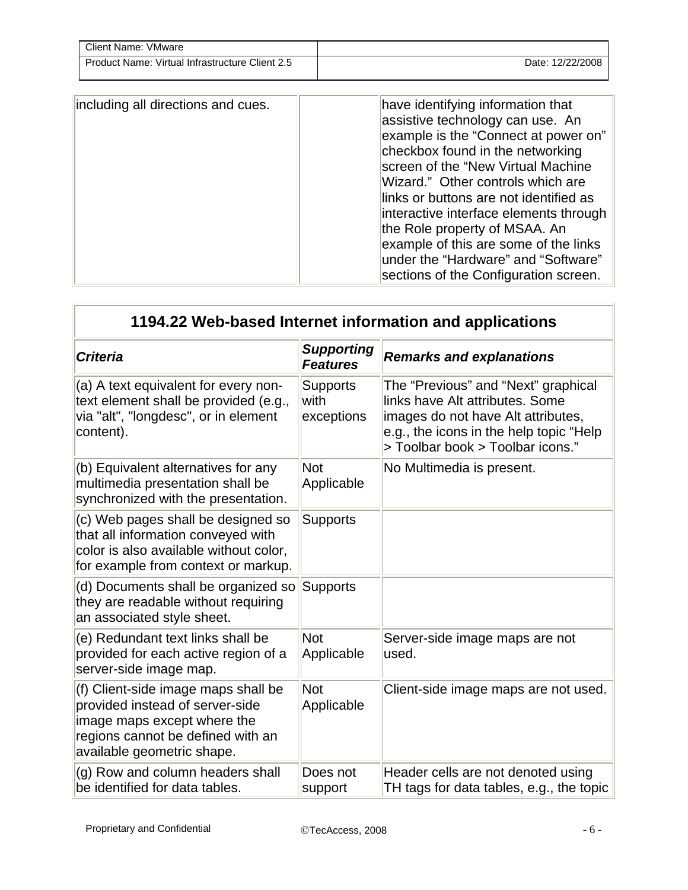| | | |
|---|---|---|
| including all directions and cues. | | have identifying information that assistive technology can use. An example is the "Connect at power on" checkbox found in the networking screen of the "New Virtual Machine Wizard." Other controls which are links or buttons are not identified as interactive interface elements through the Role property of MSAA. An example of this are some of the links under the "Hardware" and "Software" sections of the Configuration screen. |

## 1194.22 Web-based Internet information and applications

| ***Criteria*** | ***Supporting Features*** | ***Remarks and explanations*** |
|---|---|---|
| (a) A text equivalent for every non-text element shall be provided (e.g., via "alt", "longdesc", or in element content). | Supports with exceptions | The "Previous" and "Next" graphical links have Alt attributes. Some images do not have Alt attributes, e.g., the icons in the help topic "Help > Toolbar book > Toolbar icons." |
| (b) Equivalent alternatives for any multimedia presentation shall be synchronized with the presentation. | Not Applicable | No Multimedia is present. |
| (c) Web pages shall be designed so that all information conveyed with color is also available without color, for example from context or markup. | Supports | |
| (d) Documents shall be organized so they are readable without requiring an associated style sheet. | Supports | |
| (e) Redundant text links shall be provided for each active region of a server-side image map. | Not Applicable | Server-side image maps are not used. |
| (f) Client-side image maps shall be provided instead of server-side image maps except where the regions cannot be defined with an available geometric shape. | Not Applicable | Client-side image maps are not used. |
| (g) Row and column headers shall be identified for data tables. | Does not support | Header cells are not denoted using TH tags for data tables, e.g., the topic |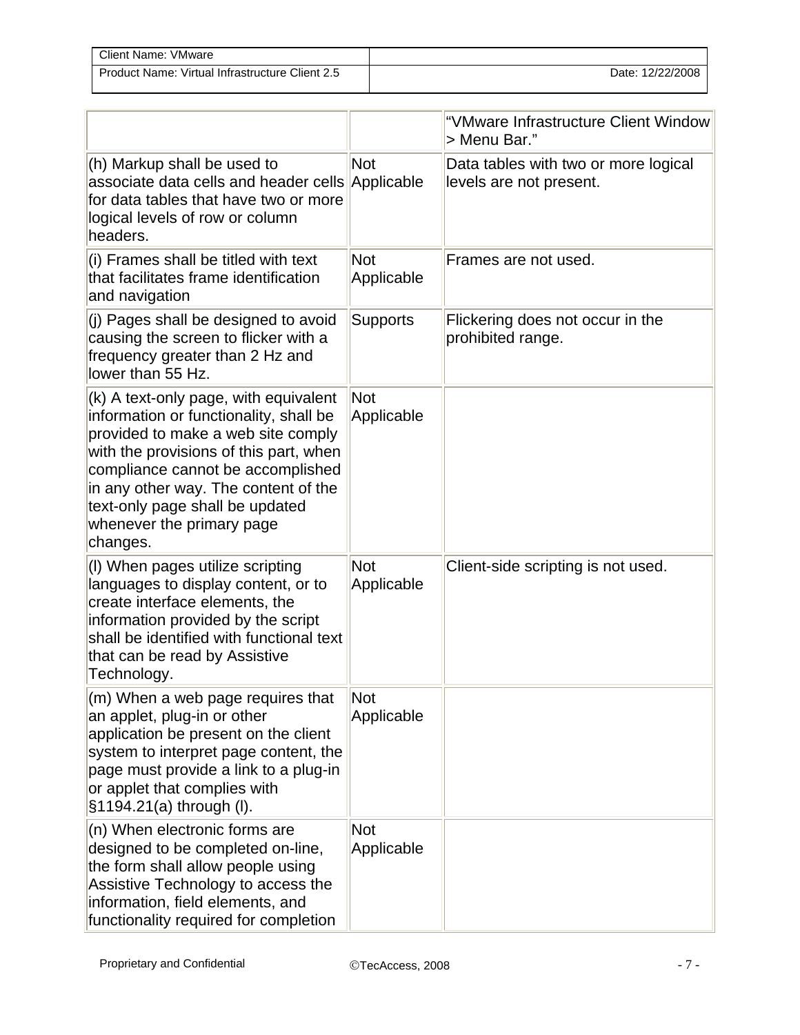| | | |
|---|---|---|
| | | "VMware Infrastructure Client Window > Menu Bar." |
| (h) Markup shall be used to associate data cells and header cells for data tables that have two or more logical levels of row or column headers. | Not Applicable | Data tables with two or more logical levels are not present. |
| (i) Frames shall be titled with text that facilitates frame identification and navigation | Not Applicable | Frames are not used. |
| (j) Pages shall be designed to avoid causing the screen to flicker with a frequency greater than 2 Hz and lower than 55 Hz. | Supports | Flickering does not occur in the prohibited range. |
| (k) A text-only page, with equivalent information or functionality, shall be provided to make a web site comply with the provisions of this part, when compliance cannot be accomplished in any other way. The content of the text-only page shall be updated whenever the primary page changes. | Not Applicable | |
| (l) When pages utilize scripting languages to display content, or to create interface elements, the information provided by the script shall be identified with functional text that can be read by Assistive Technology. | Not Applicable | Client-side scripting is not used. |
| (m) When a web page requires that an applet, plug-in or other application be present on the client system to interpret page content, the page must provide a link to a plug-in or applet that complies with §1194.21(a) through (l). | Not Applicable | |
| (n) When electronic forms are designed to be completed on-line, the form shall allow people using Assistive Technology to access the information, field elements, and functionality required for completion | Not Applicable | |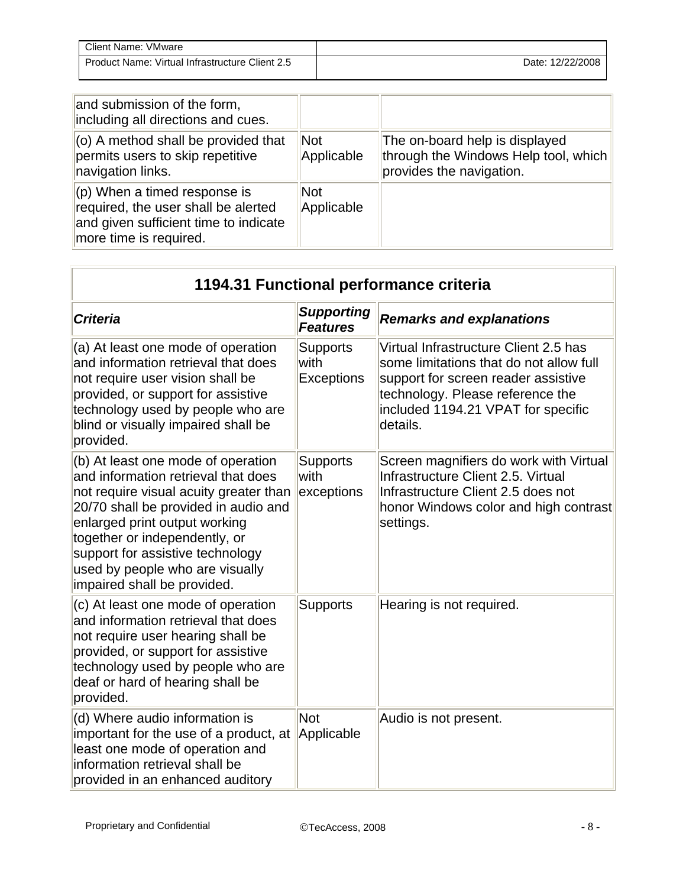| | | |
|---|---|---|
| and submission of the form, including all directions and cues. | | |
| (o) A method shall be provided that permits users to skip repetitive navigation links. | Not Applicable | The on-board help is displayed through the Windows Help tool, which provides the navigation. |
| (p) When a timed response is required, the user shall be alerted and given sufficient time to indicate more time is required. | Not Applicable | |

| **1194.31 Functional performance criteria** | | |
|---|---|---|
| ***Criteria*** | ***Supporting Features*** | ***Remarks and explanations*** |
| (a) At least one mode of operation and information retrieval that does not require user vision shall be provided, or support for assistive technology used by people who are blind or visually impaired shall be provided. | Supports with Exceptions | Virtual Infrastructure Client 2.5 has some limitations that do not allow full support for screen reader assistive technology. Please reference the included 1194.21 VPAT for specific details. |
| (b) At least one mode of operation and information retrieval that does not require visual acuity greater than 20/70 shall be provided in audio and enlarged print output working together or independently, or support for assistive technology used by people who are visually impaired shall be provided. | Supports with exceptions | Screen magnifiers do work with Virtual Infrastructure Client 2.5. Virtual Infrastructure Client 2.5 does not honor Windows color and high contrast settings. |
| (c) At least one mode of operation and information retrieval that does not require user hearing shall be provided, or support for assistive technology used by people who are deaf or hard of hearing shall be provided. | Supports | Hearing is not required. |
| (d) Where audio information is important for the use of a product, at least one mode of operation and information retrieval shall be provided in an enhanced auditory | Not Applicable | Audio is not present. |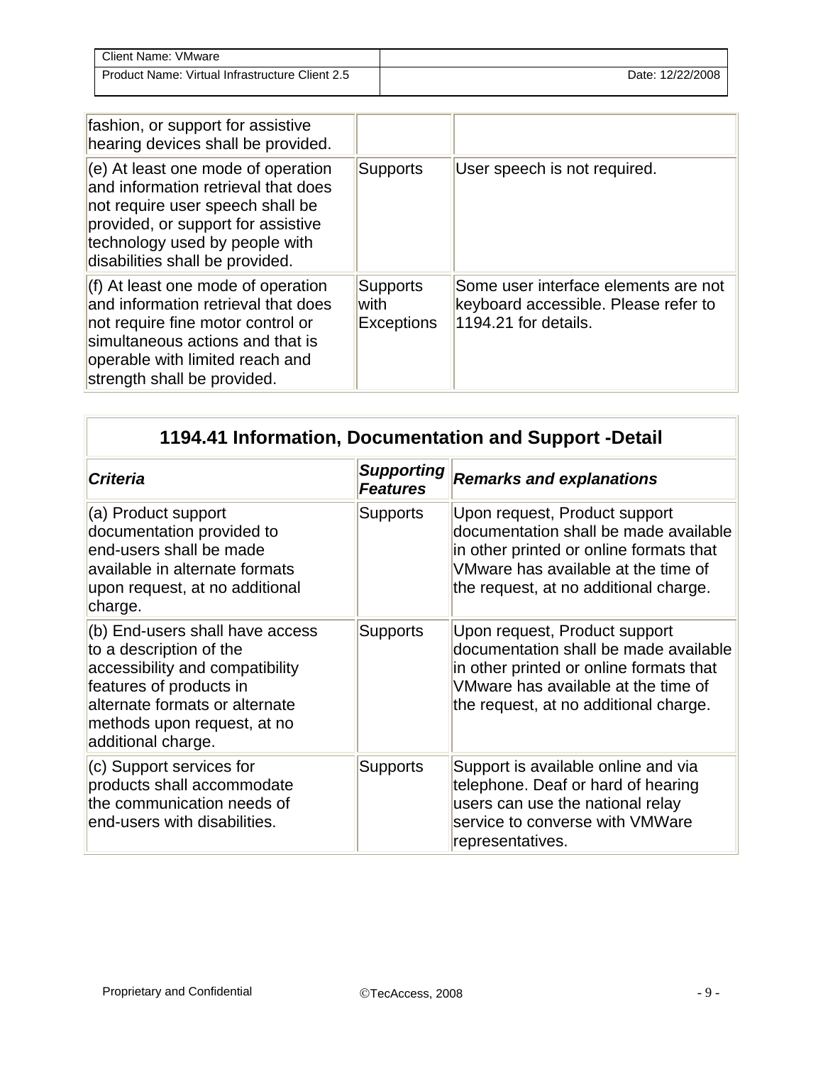| | | |
|---|---|---|
| fashion, or support for assistive hearing devices shall be provided. | | |
| (e) At least one mode of operation and information retrieval that does not require user speech shall be provided, or support for assistive technology used by people with disabilities shall be provided. | Supports | User speech is not required. |
| (f) At least one mode of operation and information retrieval that does not require fine motor control or simultaneous actions and that is operable with limited reach and strength shall be provided. | Supports with Exceptions | Some user interface elements are not keyboard accessible. Please refer to 1194.21 for details. |

## 1194.41 Information, Documentation and Support -Detail

| ***Criteria*** | ***Supporting Features*** | ***Remarks and explanations*** |
|---|---|---|
| (a) Product support documentation provided to end-users shall be made available in alternate formats upon request, at no additional charge. | Supports | Upon request, Product support documentation shall be made available in other printed or online formats that VMware has available at the time of the request, at no additional charge. |
| (b) End-users shall have access to a description of the accessibility and compatibility features of products in alternate formats or alternate methods upon request, at no additional charge. | Supports | Upon request, Product support documentation shall be made available in other printed or online formats that VMware has available at the time of the request, at no additional charge. |
| (c) Support services for products shall accommodate the communication needs of end-users with disabilities. | Supports | Support is available online and via telephone. Deaf or hard of hearing users can use the national relay service to converse with VMWare representatives. |